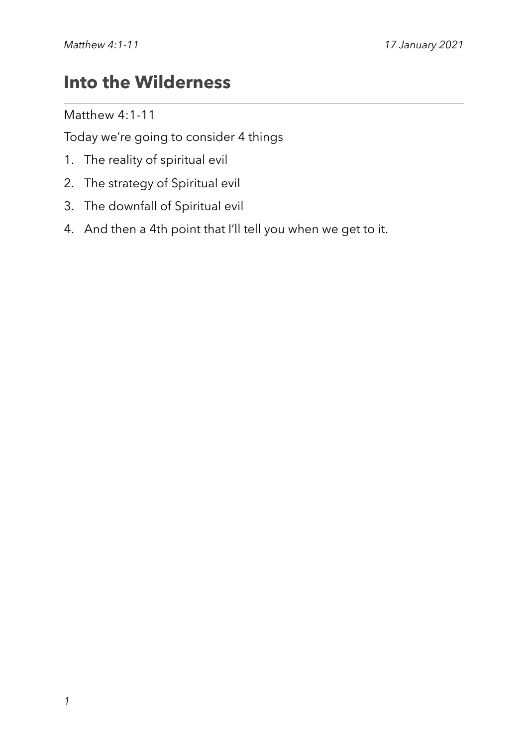# Into the Wilderness

Matthew 4:1-11

Today we're going to consider 4 things

1. The reality of spiritual evil
2. The strategy of Spiritual evil
3. The downfall of Spiritual evil
4. And then a 4th point that I'll tell you when we get to it.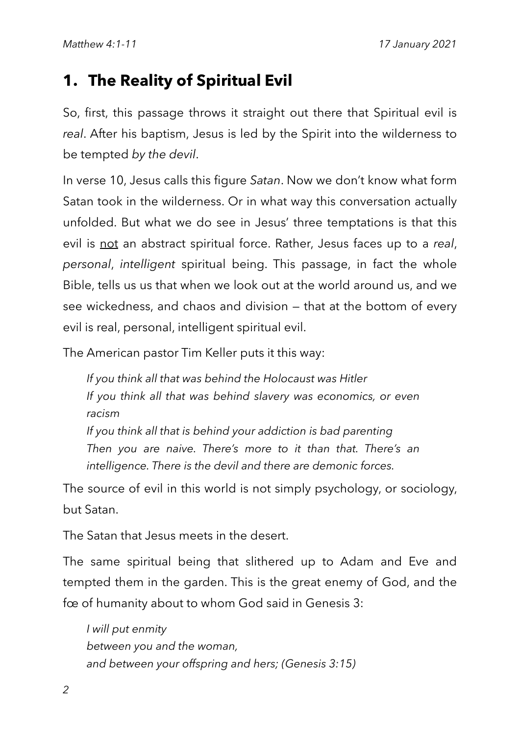## 1. The Reality of Spiritual Evil

So, first, this passage throws it straight out there that Spiritual evil is *real*. After his baptism, Jesus is led by the Spirit into the wilderness to be tempted *by the devil*.

In verse 10, Jesus calls this figure *Satan*. Now we don't know what form Satan took in the wilderness. Or in what way this conversation actually unfolded. But what we do see in Jesus' three temptations is that this evil is <u>not</u> an abstract spiritual force. Rather, Jesus faces up to a *real*, *personal*, *intelligent* spiritual being. This passage, in fact the whole Bible, tells us us that when we look out at the world around us, and we see wickedness, and chaos and division — that at the bottom of every evil is real, personal, intelligent spiritual evil.

The American pastor Tim Keller puts it this way:

> *If you think all that was behind the Holocaust was Hitler*
> *If you think all that was behind slavery was economics, or even racism*
> *If you think all that is behind your addiction is bad parenting*
> *Then you are naive. There's more to it than that. There's an intelligence. There is the devil and there are demonic forces.*

The source of evil in this world is not simply psychology, or sociology, but Satan.

The Satan that Jesus meets in the desert.

The same spiritual being that slithered up to Adam and Eve and tempted them in the garden. This is the great enemy of God, and the fœ of humanity about to whom God said in Genesis 3:

> *I will put enmity*
> *between you and the woman,*
> *and between your offspring and hers; (Genesis 3:15)*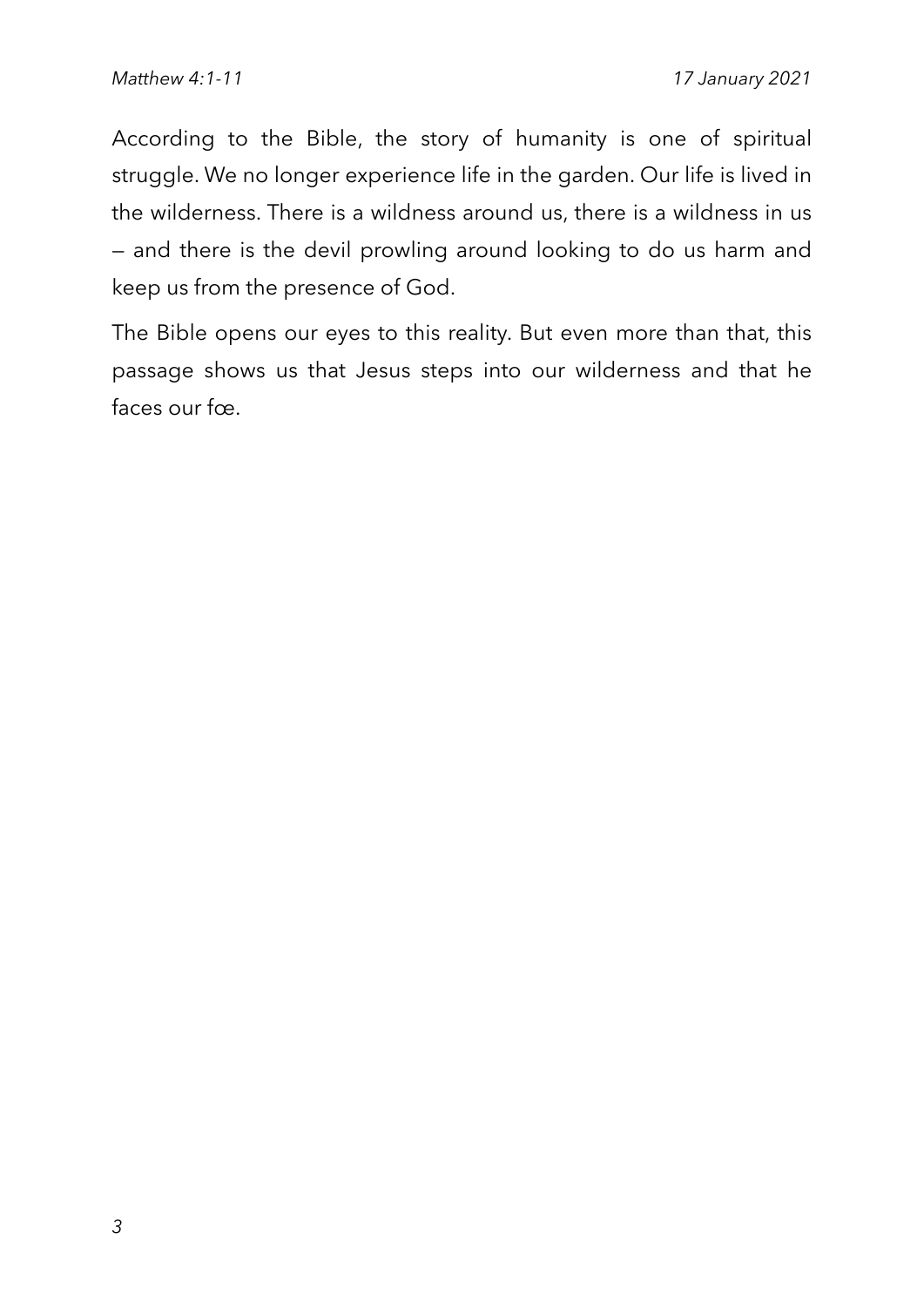According to the Bible, the story of humanity is one of spiritual struggle. We no longer experience life in the garden. Our life is lived in the wilderness. There is a wildness around us, there is a wildness in us — and there is the devil prowling around looking to do us harm and keep us from the presence of God.

The Bible opens our eyes to this reality. But even more than that, this passage shows us that Jesus steps into our wilderness and that he faces our fœ.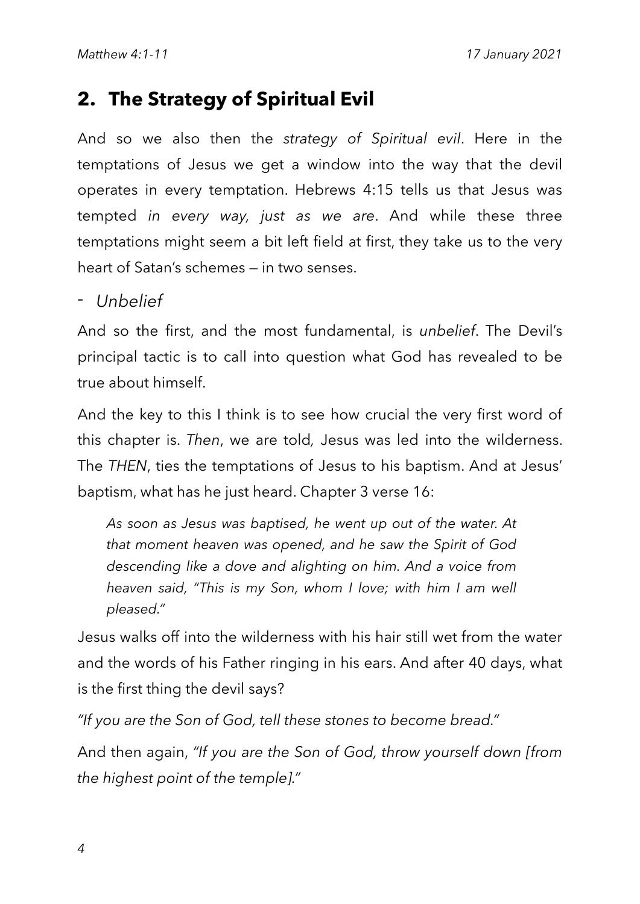## 2. The Strategy of Spiritual Evil

And so we also then the *strategy of Spiritual evil*. Here in the temptations of Jesus we get a window into the way that the devil operates in every temptation. Hebrews 4:15 tells us that Jesus was tempted *in every way, just as we are*. And while these three temptations might seem a bit left field at first, they take us to the very heart of Satan's schemes — in two senses.

- *Unbelief*

And so the first, and the most fundamental, is *unbelief*. The Devil's principal tactic is to call into question what God has revealed to be true about himself.

And the key to this I think is to see how crucial the very first word of this chapter is. *Then*, we are told, Jesus was led into the wilderness. The *THEN*, ties the temptations of Jesus to his baptism. And at Jesus' baptism, what has he just heard. Chapter 3 verse 16:

> *As soon as Jesus was baptised, he went up out of the water. At that moment heaven was opened, and he saw the Spirit of God descending like a dove and alighting on him. And a voice from heaven said, "This is my Son, whom I love; with him I am well pleased."*

Jesus walks off into the wilderness with his hair still wet from the water and the words of his Father ringing in his ears. And after 40 days, what is the first thing the devil says?

*"If you are the Son of God, tell these stones to become bread."*

And then again, *"If you are the Son of God, throw yourself down [from the highest point of the temple]."*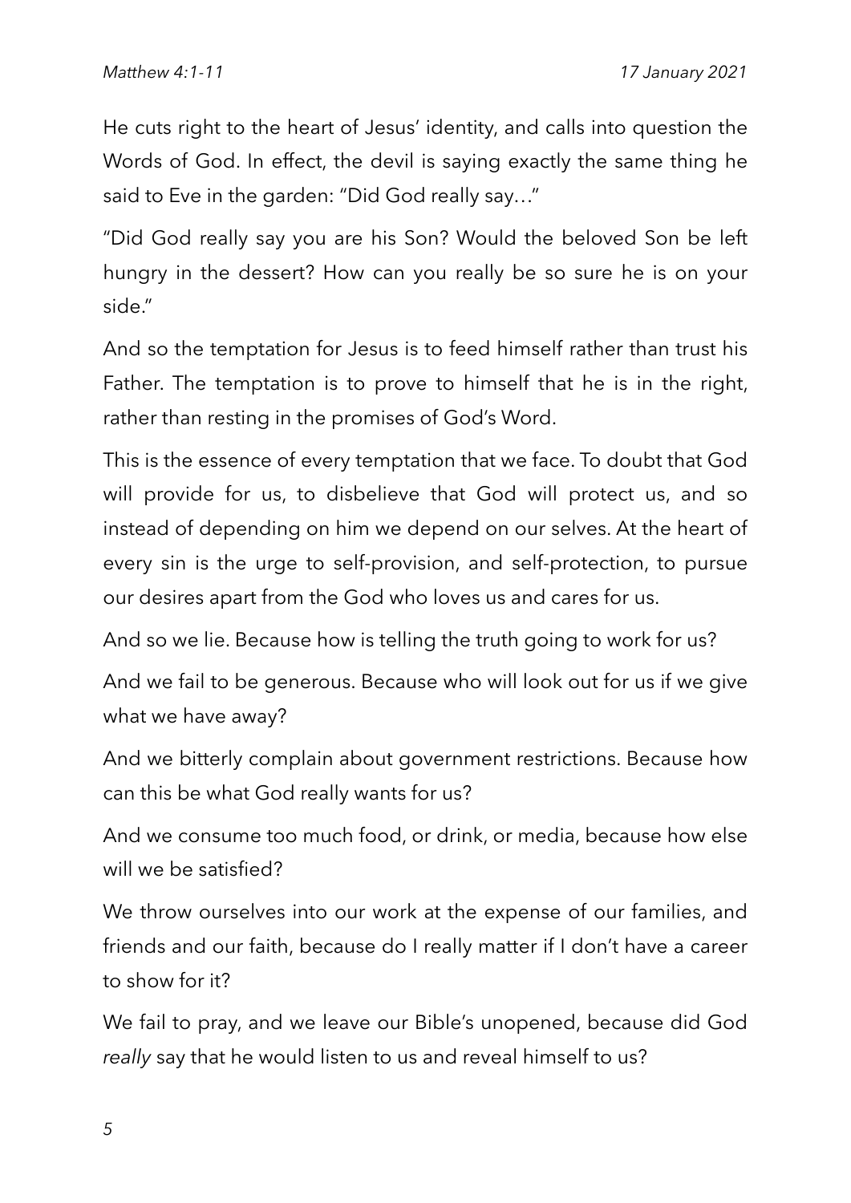He cuts right to the heart of Jesus' identity, and calls into question the Words of God. In effect, the devil is saying exactly the same thing he said to Eve in the garden: "Did God really say…"

"Did God really say you are his Son? Would the beloved Son be left hungry in the dessert? How can you really be so sure he is on your side."

And so the temptation for Jesus is to feed himself rather than trust his Father. The temptation is to prove to himself that he is in the right, rather than resting in the promises of God's Word.

This is the essence of every temptation that we face. To doubt that God will provide for us, to disbelieve that God will protect us, and so instead of depending on him we depend on our selves. At the heart of every sin is the urge to self-provision, and self-protection, to pursue our desires apart from the God who loves us and cares for us.

And so we lie. Because how is telling the truth going to work for us?

And we fail to be generous. Because who will look out for us if we give what we have away?

And we bitterly complain about government restrictions. Because how can this be what God really wants for us?

And we consume too much food, or drink, or media, because how else will we be satisfied?

We throw ourselves into our work at the expense of our families, and friends and our faith, because do I really matter if I don't have a career to show for it?

We fail to pray, and we leave our Bible's unopened, because did God *really* say that he would listen to us and reveal himself to us?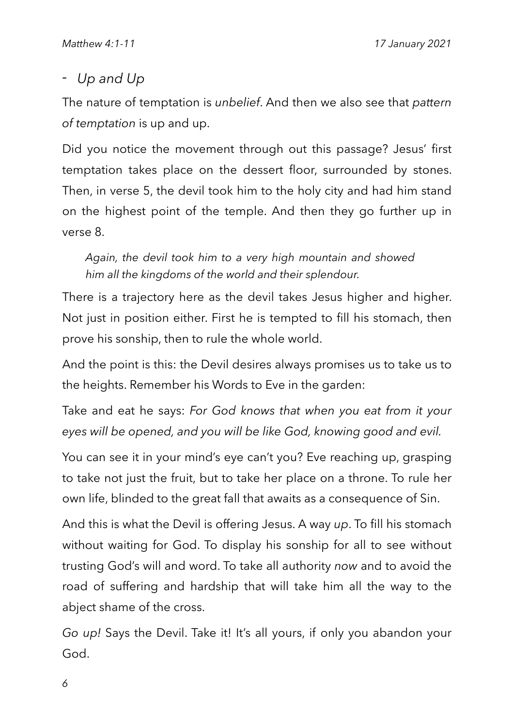- *Up and Up*

The nature of temptation is *unbelief*. And then we also see that *pattern of temptation* is up and up.

Did you notice the movement through out this passage? Jesus' first temptation takes place on the dessert floor, surrounded by stones. Then, in verse 5, the devil took him to the holy city and had him stand on the highest point of the temple. And then they go further up in verse 8.

> *Again, the devil took him to a very high mountain and showed him all the kingdoms of the world and their splendour.*

There is a trajectory here as the devil takes Jesus higher and higher. Not just in position either. First he is tempted to fill his stomach, then prove his sonship, then to rule the whole world.

And the point is this: the Devil desires always promises us to take us to the heights. Remember his Words to Eve in the garden:

Take and eat he says: *For God knows that when you eat from it your eyes will be opened, and you will be like God, knowing good and evil.*

You can see it in your mind's eye can't you? Eve reaching up, grasping to take not just the fruit, but to take her place on a throne. To rule her own life, blinded to the great fall that awaits as a consequence of Sin.

And this is what the Devil is offering Jesus. A way *up*. To fill his stomach without waiting for God. To display his sonship for all to see without trusting God's will and word. To take all authority *now* and to avoid the road of suffering and hardship that will take him all the way to the abject shame of the cross.

*Go up!* Says the Devil. Take it! It's all yours, if only you abandon your God.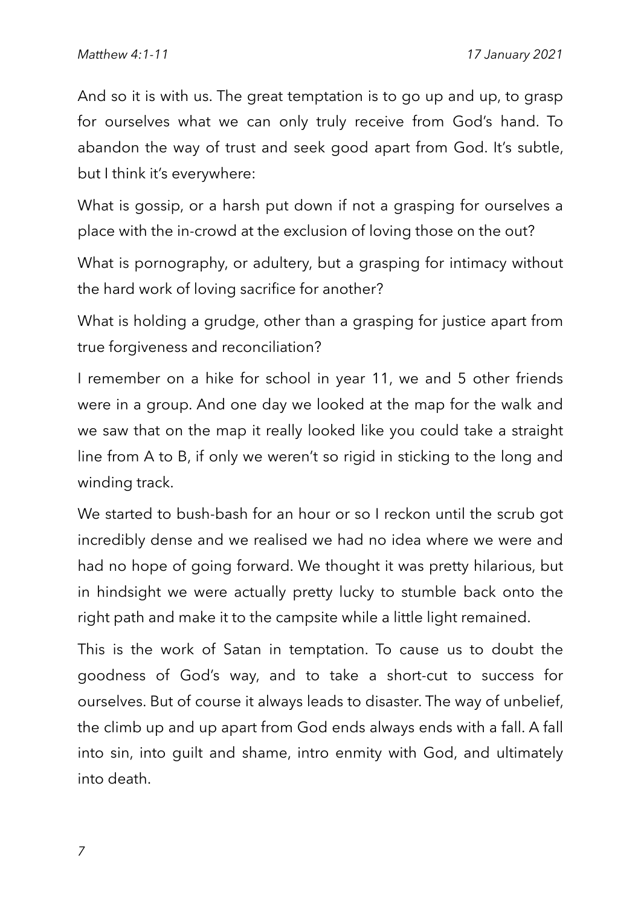And so it is with us. The great temptation is to go up and up, to grasp for ourselves what we can only truly receive from God's hand. To abandon the way of trust and seek good apart from God. It's subtle, but I think it's everywhere:

What is gossip, or a harsh put down if not a grasping for ourselves a place with the in-crowd at the exclusion of loving those on the out?

What is pornography, or adultery, but a grasping for intimacy without the hard work of loving sacrifice for another?

What is holding a grudge, other than a grasping for justice apart from true forgiveness and reconciliation?

I remember on a hike for school in year 11, we and 5 other friends were in a group. And one day we looked at the map for the walk and we saw that on the map it really looked like you could take a straight line from A to B, if only we weren't so rigid in sticking to the long and winding track.

We started to bush-bash for an hour or so I reckon until the scrub got incredibly dense and we realised we had no idea where we were and had no hope of going forward. We thought it was pretty hilarious, but in hindsight we were actually pretty lucky to stumble back onto the right path and make it to the campsite while a little light remained.

This is the work of Satan in temptation. To cause us to doubt the goodness of God's way, and to take a short-cut to success for ourselves. But of course it always leads to disaster. The way of unbelief, the climb up and up apart from God ends always ends with a fall. A fall into sin, into guilt and shame, intro enmity with God, and ultimately into death.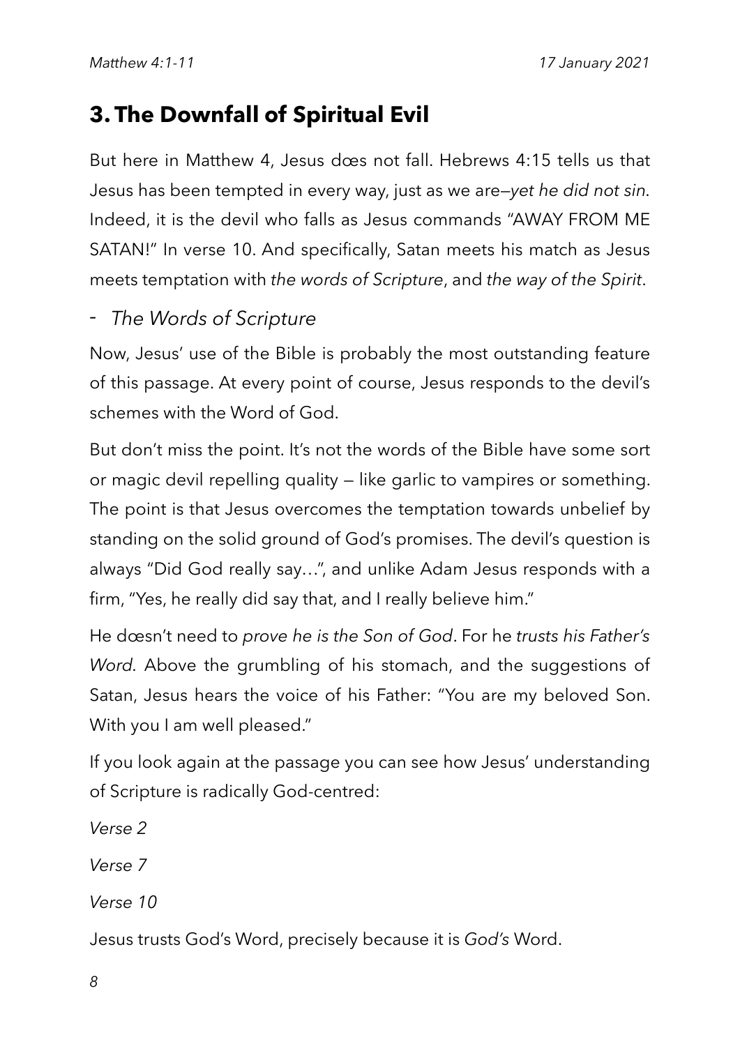## 3. The Downfall of Spiritual Evil

But here in Matthew 4, Jesus dœs not fall. Hebrews 4:15 tells us that Jesus has been tempted in every way, just as we are—*yet he did not sin*. Indeed, it is the devil who falls as Jesus commands "AWAY FROM ME SATAN!" In verse 10. And specifically, Satan meets his match as Jesus meets temptation with *the words of Scripture*, and *the way of the Spirit*.

- *The Words of Scripture*

Now, Jesus' use of the Bible is probably the most outstanding feature of this passage. At every point of course, Jesus responds to the devil's schemes with the Word of God.

But don't miss the point. It's not the words of the Bible have some sort or magic devil repelling quality — like garlic to vampires or something. The point is that Jesus overcomes the temptation towards unbelief by standing on the solid ground of God's promises. The devil's question is always "Did God really say…", and unlike Adam Jesus responds with a firm, "Yes, he really did say that, and I really believe him."

He dœsn't need to *prove he is the Son of God*. For he *trusts his Father's Word*. Above the grumbling of his stomach, and the suggestions of Satan, Jesus hears the voice of his Father: "You are my beloved Son. With you I am well pleased."

If you look again at the passage you can see how Jesus' understanding of Scripture is radically God-centred:

*Verse 2*

*Verse 7*

*Verse 10*

Jesus trusts God's Word, precisely because it is *God's* Word.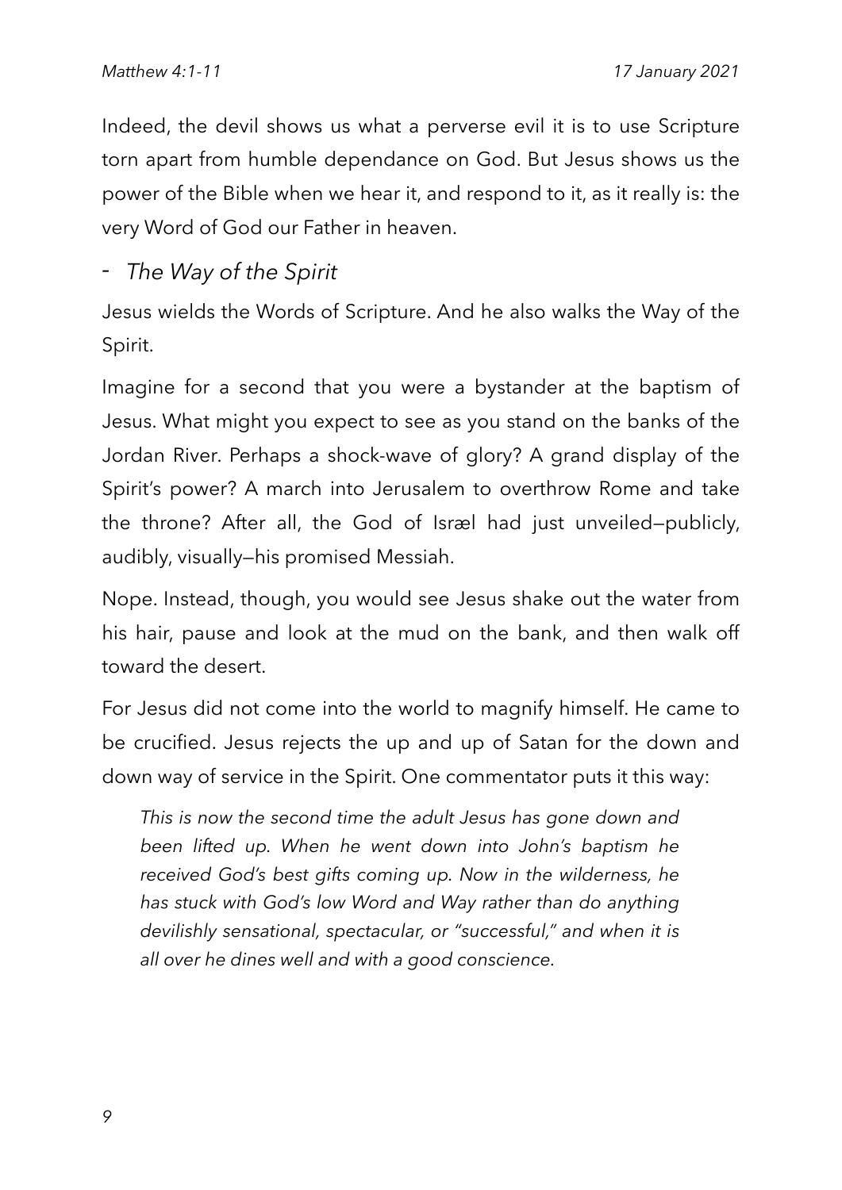Indeed, the devil shows us what a perverse evil it is to use Scripture torn apart from humble dependance on God. But Jesus shows us the power of the Bible when we hear it, and respond to it, as it really is: the very Word of God our Father in heaven.

- *The Way of the Spirit*

Jesus wields the Words of Scripture. And he also walks the Way of the Spirit.

Imagine for a second that you were a bystander at the baptism of Jesus. What might you expect to see as you stand on the banks of the Jordan River. Perhaps a shock-wave of glory? A grand display of the Spirit's power? A march into Jerusalem to overthrow Rome and take the throne? After all, the God of Isræl had just unveiled—publicly, audibly, visually—his promised Messiah.

Nope. Instead, though, you would see Jesus shake out the water from his hair, pause and look at the mud on the bank, and then walk off toward the desert.

For Jesus did not come into the world to magnify himself. He came to be crucified. Jesus rejects the up and up of Satan for the down and down way of service in the Spirit. One commentator puts it this way:

> *This is now the second time the adult Jesus has gone down and been lifted up. When he went down into John's baptism he received God's best gifts coming up. Now in the wilderness, he has stuck with God's low Word and Way rather than do anything devilishly sensational, spectacular, or "successful," and when it is all over he dines well and with a good conscience.*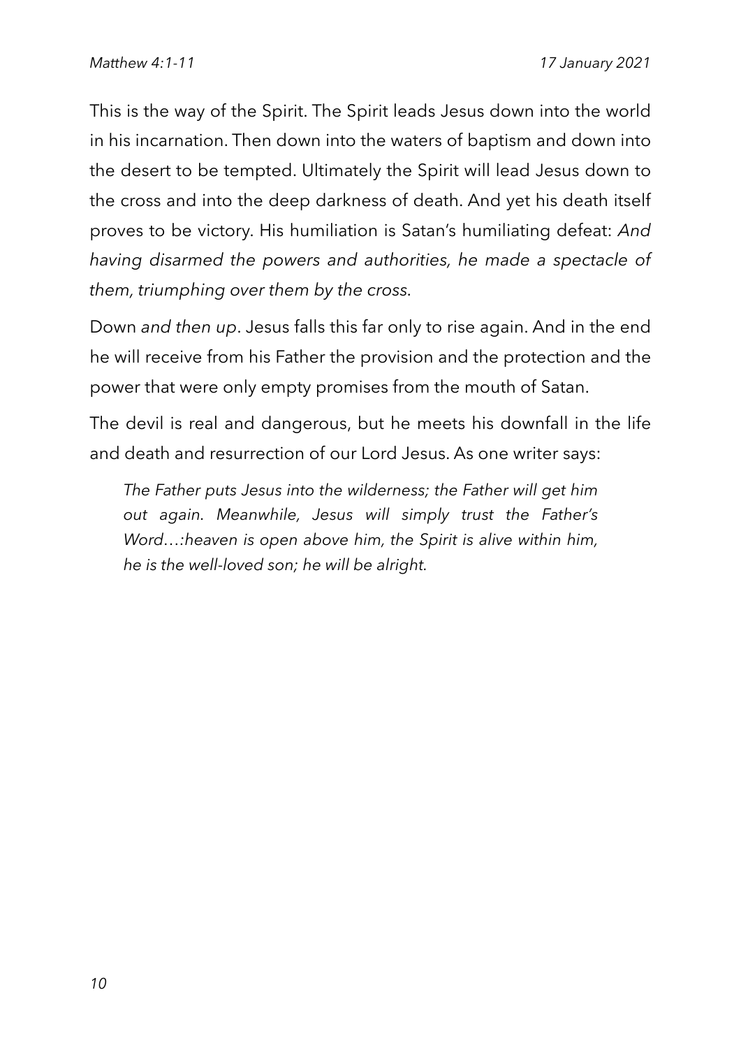This is the way of the Spirit. The Spirit leads Jesus down into the world in his incarnation. Then down into the waters of baptism and down into the desert to be tempted. Ultimately the Spirit will lead Jesus down to the cross and into the deep darkness of death. And yet his death itself proves to be victory. His humiliation is Satan's humiliating defeat: *And having disarmed the powers and authorities, he made a spectacle of them, triumphing over them by the cross*.

Down *and then up*. Jesus falls this far only to rise again. And in the end he will receive from his Father the provision and the protection and the power that were only empty promises from the mouth of Satan.

The devil is real and dangerous, but he meets his downfall in the life and death and resurrection of our Lord Jesus. As one writer says:

> *The Father puts Jesus into the wilderness; the Father will get him out again. Meanwhile, Jesus will simply trust the Father's Word…:heaven is open above him, the Spirit is alive within him, he is the well-loved son; he will be alright*.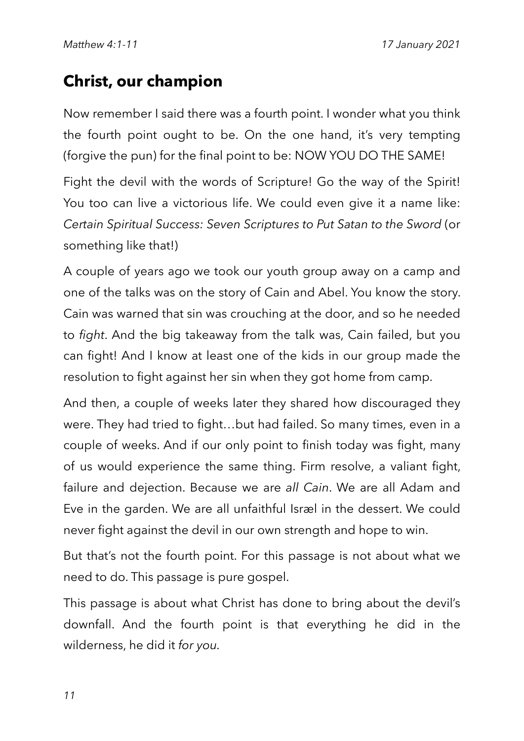## Christ, our champion

Now remember I said there was a fourth point. I wonder what you think the fourth point ought to be. On the one hand, it's very tempting (forgive the pun) for the final point to be: NOW YOU DO THE SAME!

Fight the devil with the words of Scripture! Go the way of the Spirit! You too can live a victorious life. We could even give it a name like: *Certain Spiritual Success: Seven Scriptures to Put Satan to the Sword* (or something like that!)

A couple of years ago we took our youth group away on a camp and one of the talks was on the story of Cain and Abel. You know the story. Cain was warned that sin was crouching at the door, and so he needed to *fight*. And the big takeaway from the talk was, Cain failed, but you can fight! And I know at least one of the kids in our group made the resolution to fight against her sin when they got home from camp.

And then, a couple of weeks later they shared how discouraged they were. They had tried to fight…but had failed. So many times, even in a couple of weeks. And if our only point to finish today was fight, many of us would experience the same thing. Firm resolve, a valiant fight, failure and dejection. Because we are *all Cain*. We are all Adam and Eve in the garden. We are all unfaithful Isræl in the dessert. We could never fight against the devil in our own strength and hope to win.

But that's not the fourth point. For this passage is not about what we need to do. This passage is pure gospel.

This passage is about what Christ has done to bring about the devil's downfall. And the fourth point is that everything he did in the wilderness, he did it *for you*.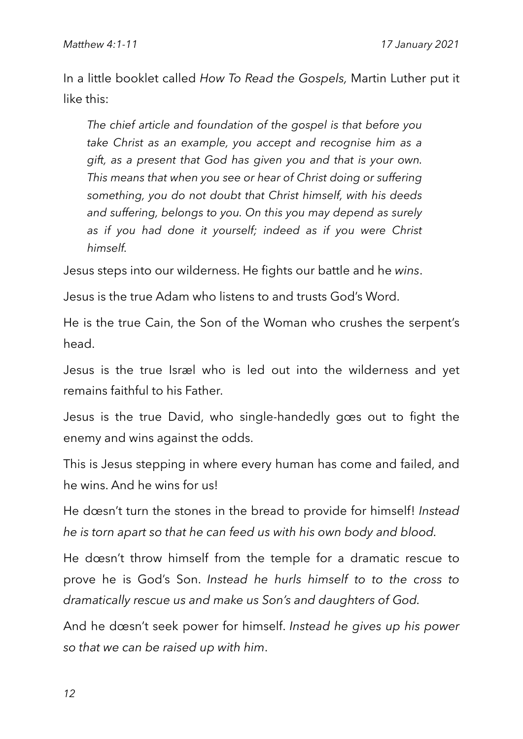In a little booklet called *How To Read the Gospels,* Martin Luther put it like this:

> *The chief article and foundation of the gospel is that before you take Christ as an example, you accept and recognise him as a gift, as a present that God has given you and that is your own. This means that when you see or hear of Christ doing or suffering something, you do not doubt that Christ himself, with his deeds and suffering, belongs to you. On this you may depend as surely as if you had done it yourself; indeed as if you were Christ himself.*

Jesus steps into our wilderness. He fights our battle and he *wins*.

Jesus is the true Adam who listens to and trusts God's Word.

He is the true Cain, the Son of the Woman who crushes the serpent's head.

Jesus is the true Isræl who is led out into the wilderness and yet remains faithful to his Father.

Jesus is the true David, who single-handedly gœs out to fight the enemy and wins against the odds.

This is Jesus stepping in where every human has come and failed, and he wins. And he wins for us!

He dœsn't turn the stones in the bread to provide for himself! *Instead he is torn apart so that he can feed us with his own body and blood.*

He dœsn't throw himself from the temple for a dramatic rescue to prove he is God's Son. *Instead he hurls himself to to the cross to dramatically rescue us and make us Son's and daughters of God.*

And he dœsn't seek power for himself. *Instead he gives up his power so that we can be raised up with him*.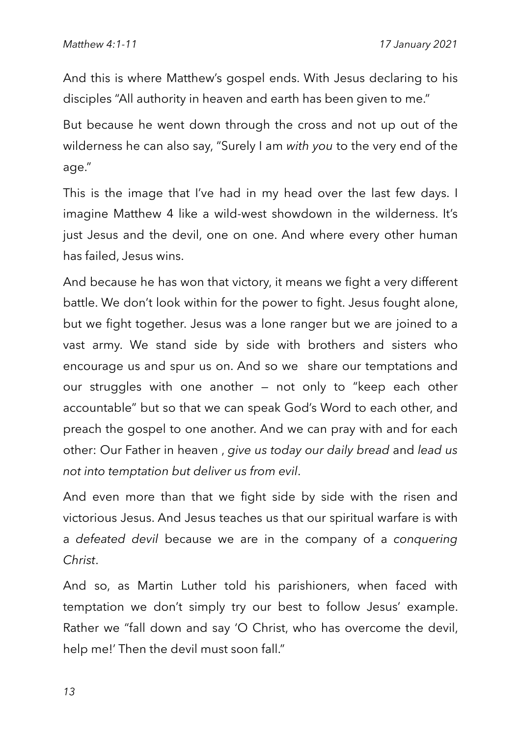And this is where Matthew's gospel ends. With Jesus declaring to his disciples "All authority in heaven and earth has been given to me."

But because he went down through the cross and not up out of the wilderness he can also say, "Surely I am *with you* to the very end of the age."

This is the image that I've had in my head over the last few days. I imagine Matthew 4 like a wild-west showdown in the wilderness. It's just Jesus and the devil, one on one. And where every other human has failed, Jesus wins.

And because he has won that victory, it means we fight a very different battle. We don't look within for the power to fight. Jesus fought alone, but we fight together. Jesus was a lone ranger but we are joined to a vast army. We stand side by side with brothers and sisters who encourage us and spur us on. And so we share our temptations and our struggles with one another — not only to "keep each other accountable" but so that we can speak God's Word to each other, and preach the gospel to one another. And we can pray with and for each other: Our Father in heaven , *give us today our daily bread* and *lead us not into temptation but deliver us from evil*.

And even more than that we fight side by side with the risen and victorious Jesus. And Jesus teaches us that our spiritual warfare is with a *defeated devil* because we are in the company of a *conquering Christ*.

And so, as Martin Luther told his parishioners, when faced with temptation we don't simply try our best to follow Jesus' example. Rather we "fall down and say 'O Christ, who has overcome the devil, help me!' Then the devil must soon fall."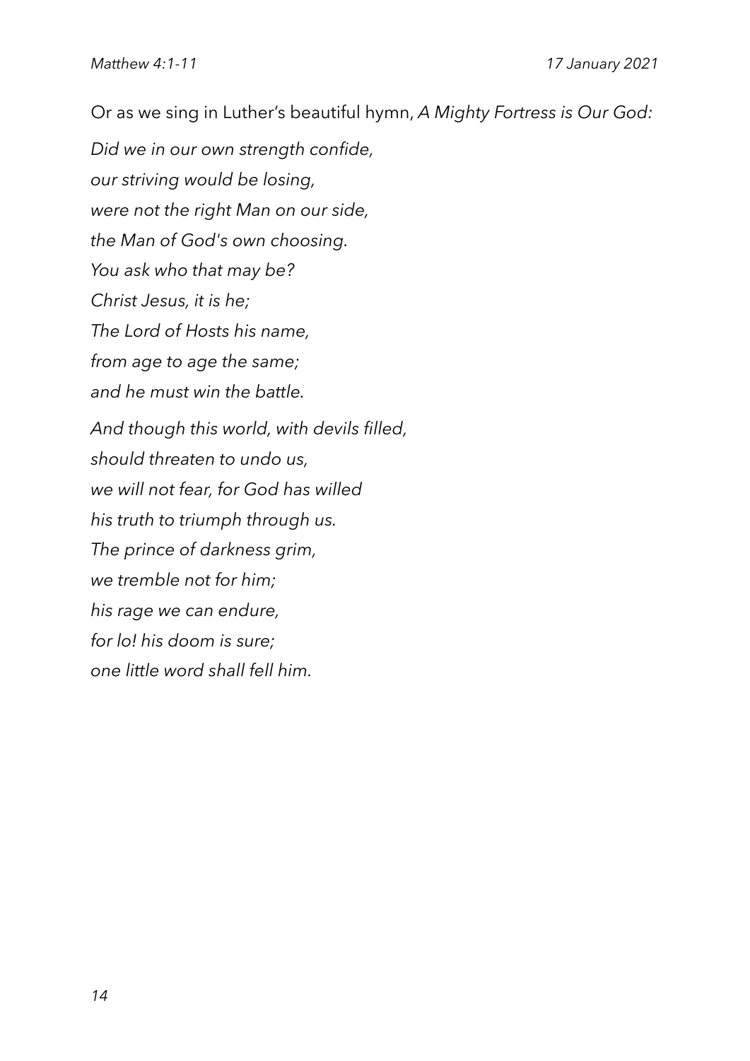Or as we sing in Luther's beautiful hymn, *A Mighty Fortress is Our God:*

*Did we in our own strength confide,*
*our striving would be losing,*
*were not the right Man on our side,*
*the Man of God's own choosing.*
*You ask who that may be?*
*Christ Jesus, it is he;*
*The Lord of Hosts his name,*
*from age to age the same;*
*and he must win the battle.*

*And though this world, with devils filled,*
*should threaten to undo us,*
*we will not fear, for God has willed*
*his truth to triumph through us.*
*The prince of darkness grim,*
*we tremble not for him;*
*his rage we can endure,*
*for lo! his doom is sure;*
*one little word shall fell him.*